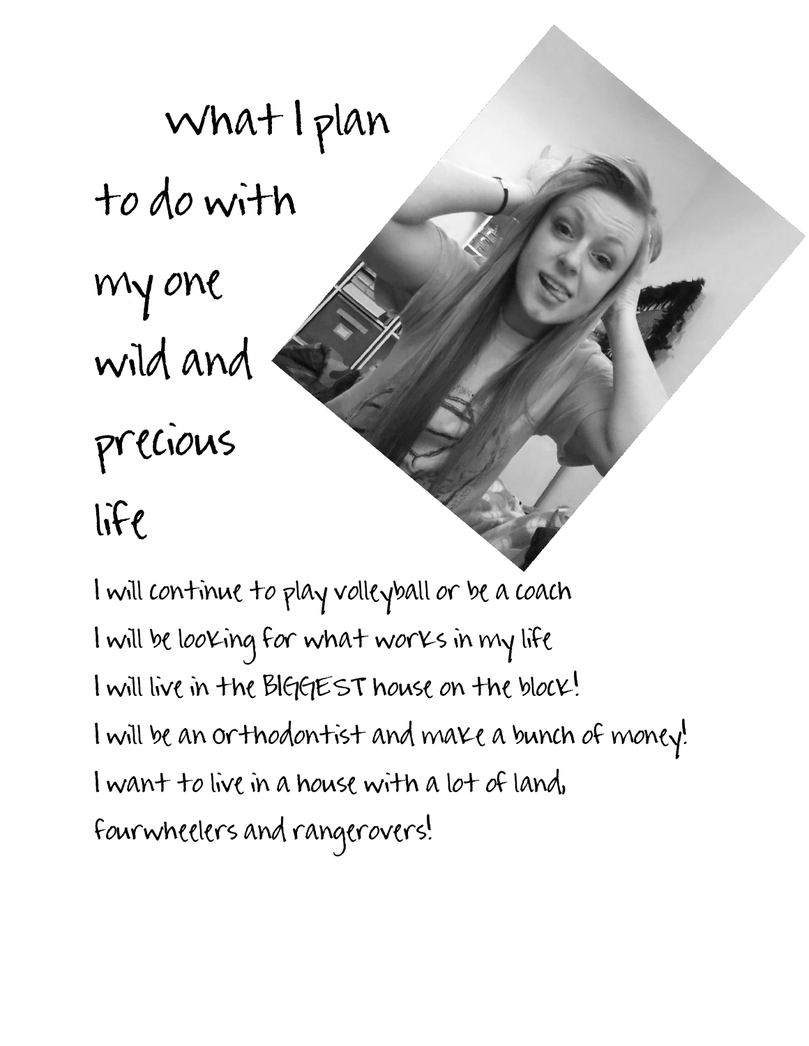# What I plan to do with my one wild and precious life

I will continue to play volleyball or be a coach

I will be looking for what works in my life

I will live in the BIGGEST house on the block!

I will be an orthodontist and make a bunch of money!

I want to live in a house with a lot of land, fourwheelers and rangerovers!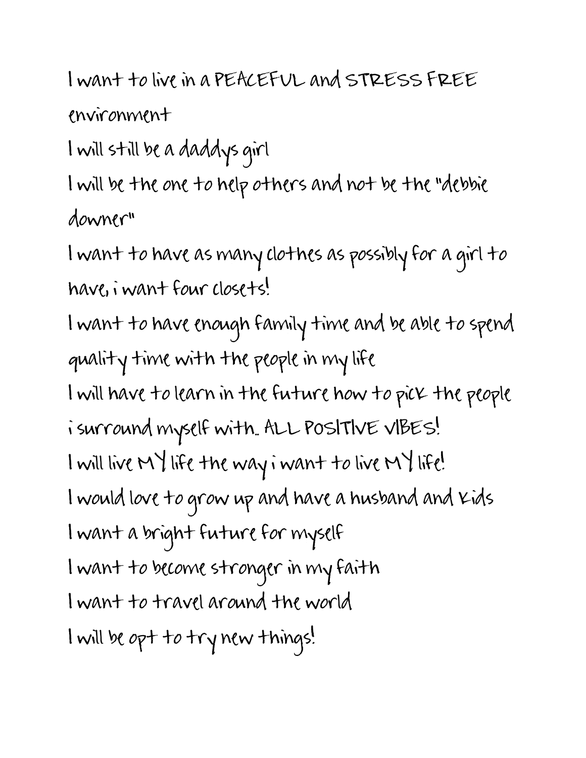I want to live in a PEACEFUL and STRESS FREE environment

I will still be a daddys girl

I will be the one to help others and not be the "debbie downer"

I want to have as many clothes as possibly for a girl to have, i want four closets!

I want to have enough family time and be able to spend quality time with the people in my life

I will have to learn in the future how to pick the people i surround myself with.. ALL POSITIVE VIBES!

I will live MY life the way i want to live MY life!

I would love to grow up and have a husband and kids

I want a bright future for myself

I want to become stronger in my faith

I want to travel around the world

I will be opt to try new things!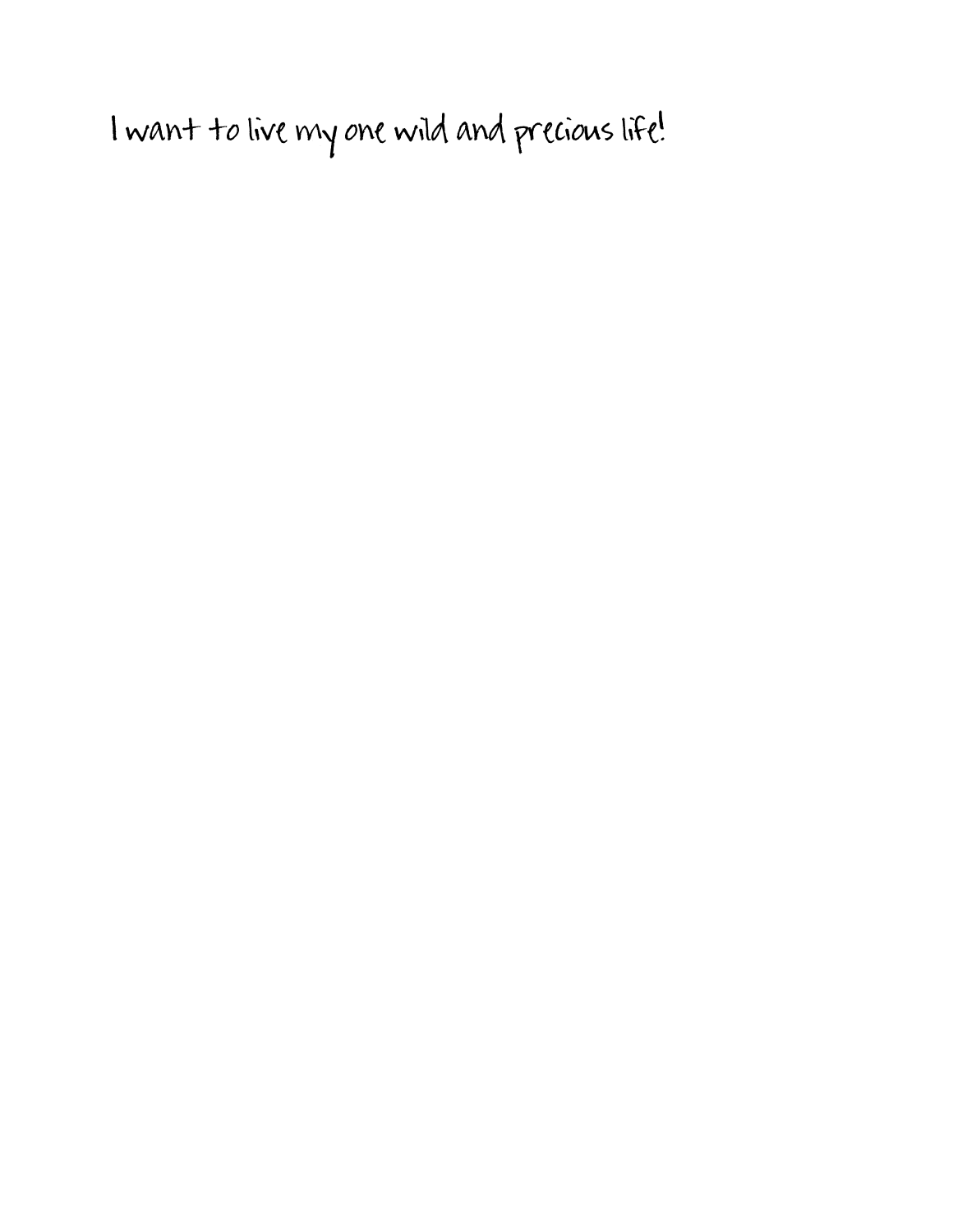I want to live my one wild and precious life!